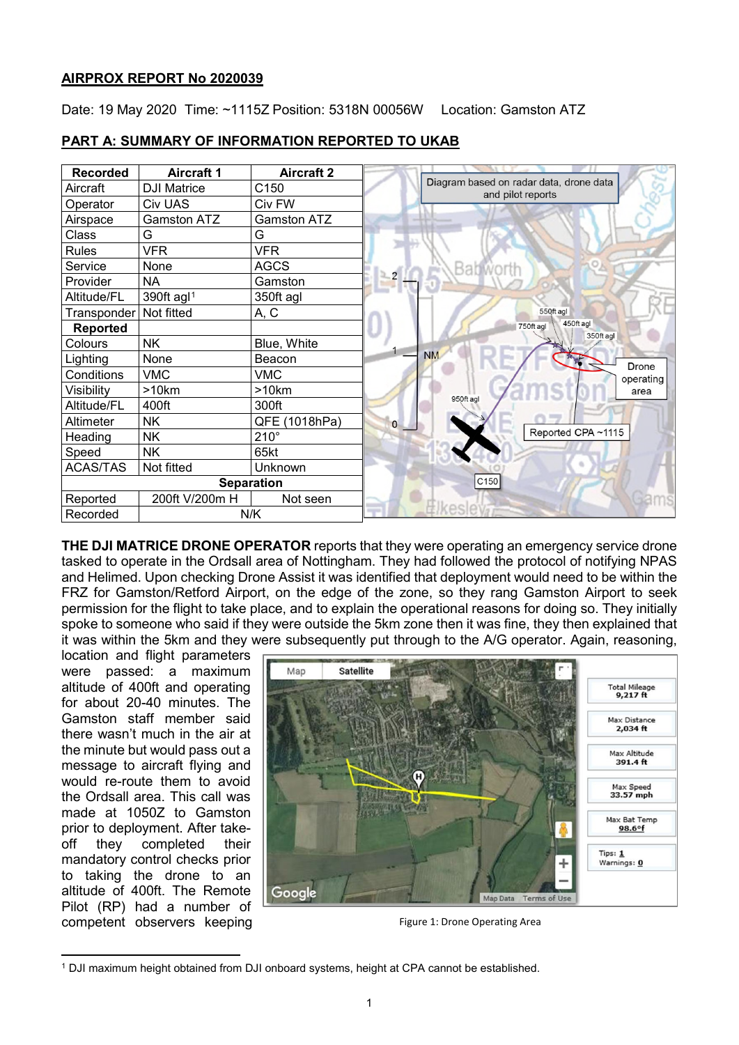## AIRPROX REPORT No 2020039

Date: 19 May 2020 Time: ~1115Z Position: 5318N 00056W Location: Gamston ATZ

## PART A: SUMMARY OF INFORMATION REPORTED TO UKAB

| Recorded | Aircraft 1 | Aircraft 2 |
|---|---|---|
| Aircraft | DJI Matrice | C150 |
| Operator | Civ UAS | Civ FW |
| Airspace | Gamston ATZ | Gamston ATZ |
| Class | G | G |
| Rules | VFR | VFR |
| Service | None | AGCS |
| Provider | NA | Gamston |
| Altitude/FL | 390ft agl[1] | 350ft agl |
| Transponder | Not fitted | A, C |
| **Reported** | | |
| Colours | NK | Blue, White |
| Lighting | None | Beacon |
| Conditions | VMC | VMC |
| Visibility | >10km | >10km |
| Altitude/FL | 400ft | 300ft |
| Altimeter | NK | QFE (1018hPa) |
| Heading | NK | 210° |
| Speed | NK | 65kt |
| ACAS/TAS | Not fitted | Unknown |
| **Separation** | | |
| Reported | 200ft V/200m H | Not seen |
| Recorded | N/K | |

**THE DJI MATRICE DRONE OPERATOR** reports that they were operating an emergency service drone tasked to operate in the Ordsall area of Nottingham. They had followed the protocol of notifying NPAS and Helimed. Upon checking Drone Assist it was identified that deployment would need to be within the FRZ for Gamston/Retford Airport, on the edge of the zone, so they rang Gamston Airport to seek permission for the flight to take place, and to explain the operational reasons for doing so. They initially spoke to someone who said if they were outside the 5km zone then it was fine, they then explained that it was within the 5km and they were subsequently put through to the A/G operator. Again, reasoning, location and flight parameters were passed: a maximum altitude of 400ft and operating for about 20-40 minutes. The Gamston staff member said there wasn't much in the air at the minute but would pass out a message to aircraft flying and would re-route them to avoid the Ordsall area. This call was made at 1050Z to Gamston prior to deployment. After take-off they completed their mandatory control checks prior to taking the drone to an altitude of 400ft. The Remote Pilot (RP) had a number of competent observers keeping

Figure 1: Drone Operating Area

[1] DJI maximum height obtained from DJI onboard systems, height at CPA cannot be established.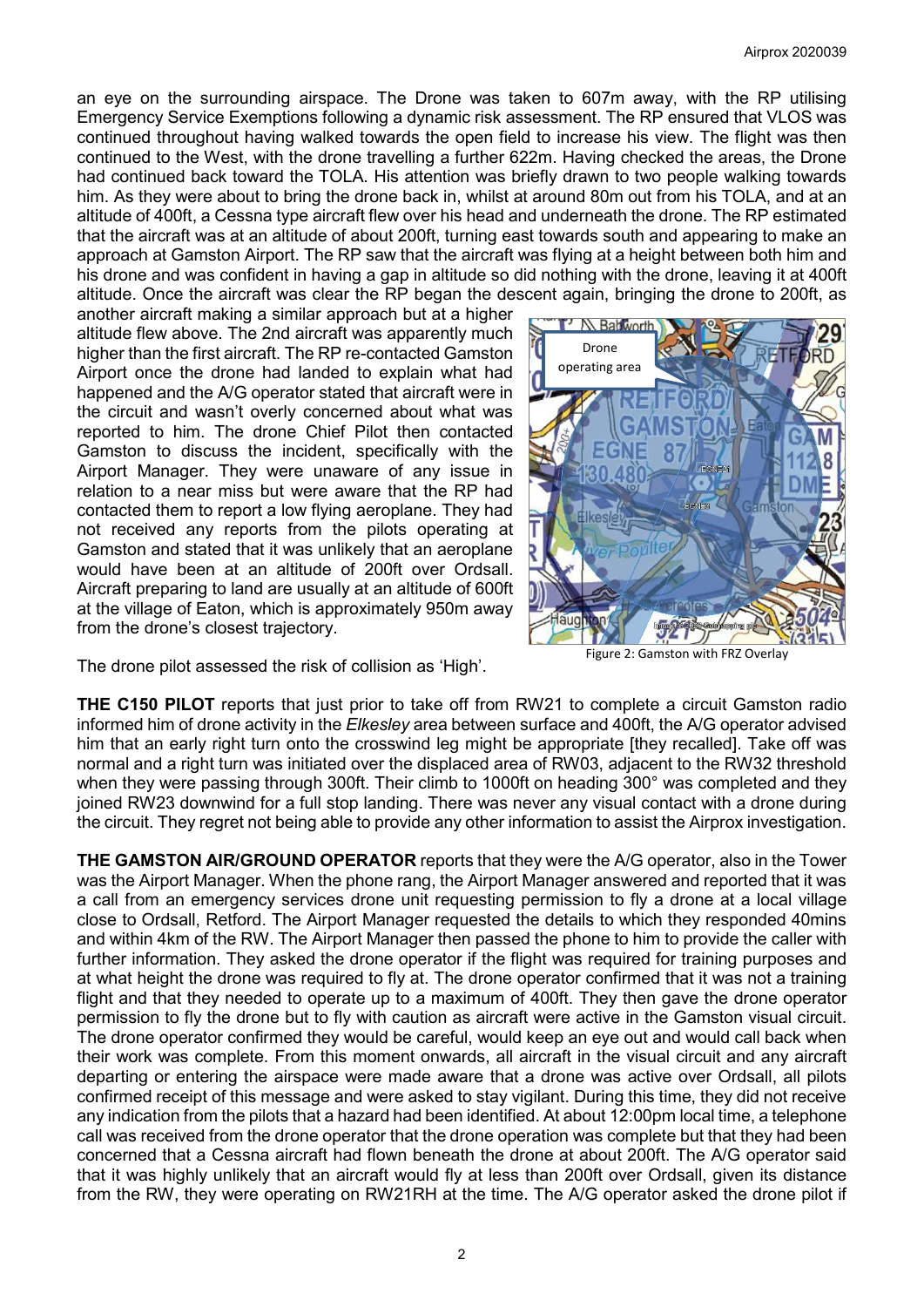an eye on the surrounding airspace. The Drone was taken to 607m away, with the RP utilising Emergency Service Exemptions following a dynamic risk assessment. The RP ensured that VLOS was continued throughout having walked towards the open field to increase his view. The flight was then continued to the West, with the drone travelling a further 622m. Having checked the areas, the Drone had continued back toward the TOLA. His attention was briefly drawn to two people walking towards him. As they were about to bring the drone back in, whilst at around 80m out from his TOLA, and at an altitude of 400ft, a Cessna type aircraft flew over his head and underneath the drone. The RP estimated that the aircraft was at an altitude of about 200ft, turning east towards south and appearing to make an approach at Gamston Airport. The RP saw that the aircraft was flying at a height between both him and his drone and was confident in having a gap in altitude so did nothing with the drone, leaving it at 400ft altitude. Once the aircraft was clear the RP began the descent again, bringing the drone to 200ft, as another aircraft making a similar approach but at a higher altitude flew above. The 2nd aircraft was apparently much higher than the first aircraft. The RP re-contacted Gamston Airport once the drone had landed to explain what had happened and the A/G operator stated that aircraft were in the circuit and wasn't overly concerned about what was reported to him. The drone Chief Pilot then contacted Gamston to discuss the incident, specifically with the Airport Manager. They were unaware of any issue in relation to a near miss but were aware that the RP had contacted them to report a low flying aeroplane. They had not received any reports from the pilots operating at Gamston and stated that it was unlikely that an aeroplane would have been at an altitude of 200ft over Ordsall. Aircraft preparing to land are usually at an altitude of 600ft at the village of Eaton, which is approximately 950m away from the drone's closest trajectory.

Figure 2: Gamston with FRZ Overlay

The drone pilot assessed the risk of collision as 'High'.

**THE C150 PILOT** reports that just prior to take off from RW21 to complete a circuit Gamston radio informed him of drone activity in the *Elkesley* area between surface and 400ft, the A/G operator advised him that an early right turn onto the crosswind leg might be appropriate [they recalled]. Take off was normal and a right turn was initiated over the displaced area of RW03, adjacent to the RW32 threshold when they were passing through 300ft. Their climb to 1000ft on heading 300° was completed and they joined RW23 downwind for a full stop landing. There was never any visual contact with a drone during the circuit. They regret not being able to provide any other information to assist the Airprox investigation.

**THE GAMSTON AIR/GROUND OPERATOR** reports that they were the A/G operator, also in the Tower was the Airport Manager. When the phone rang, the Airport Manager answered and reported that it was a call from an emergency services drone unit requesting permission to fly a drone at a local village close to Ordsall, Retford. The Airport Manager requested the details to which they responded 40mins and within 4km of the RW. The Airport Manager then passed the phone to him to provide the caller with further information. They asked the drone operator if the flight was required for training purposes and at what height the drone was required to fly at. The drone operator confirmed that it was not a training flight and that they needed to operate up to a maximum of 400ft. They then gave the drone operator permission to fly the drone but to fly with caution as aircraft were active in the Gamston visual circuit. The drone operator confirmed they would be careful, would keep an eye out and would call back when their work was complete. From this moment onwards, all aircraft in the visual circuit and any aircraft departing or entering the airspace were made aware that a drone was active over Ordsall, all pilots confirmed receipt of this message and were asked to stay vigilant. During this time, they did not receive any indication from the pilots that a hazard had been identified. At about 12:00pm local time, a telephone call was received from the drone operator that the drone operation was complete but that they had been concerned that a Cessna aircraft had flown beneath the drone at about 200ft. The A/G operator said that it was highly unlikely that an aircraft would fly at less than 200ft over Ordsall, given its distance from the RW, they were operating on RW21RH at the time. The A/G operator asked the drone pilot if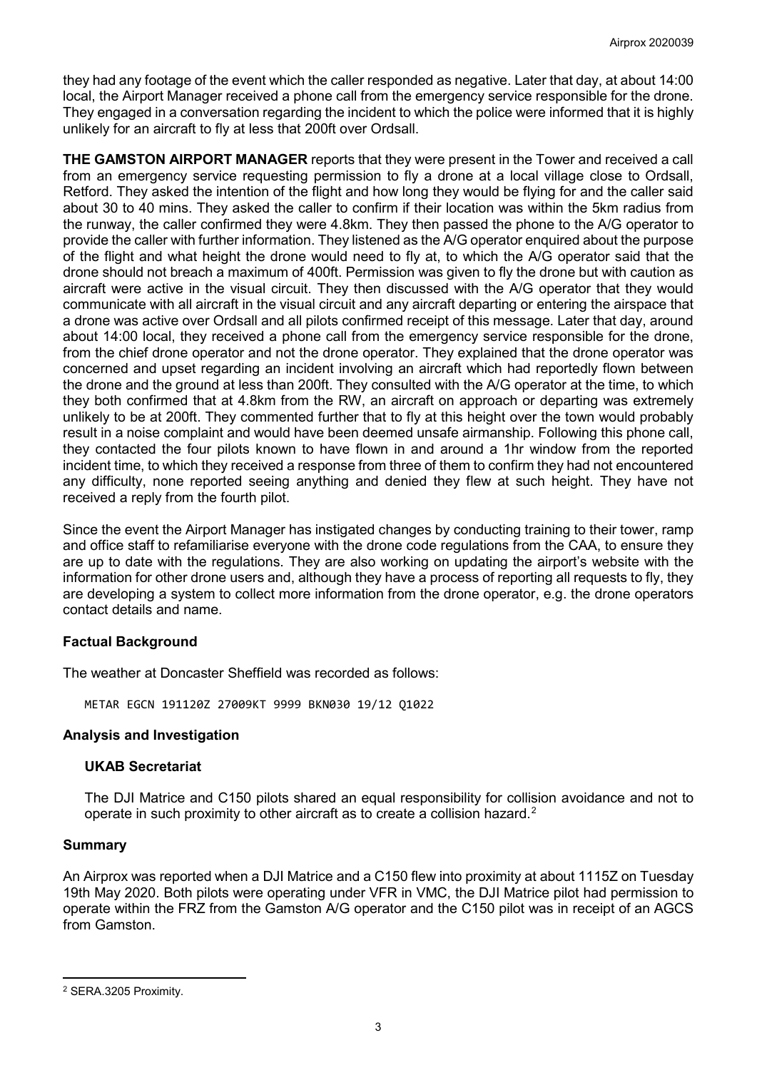they had any footage of the event which the caller responded as negative. Later that day, at about 14:00 local, the Airport Manager received a phone call from the emergency service responsible for the drone. They engaged in a conversation regarding the incident to which the police were informed that it is highly unlikely for an aircraft to fly at less that 200ft over Ordsall.

**THE GAMSTON AIRPORT MANAGER** reports that they were present in the Tower and received a call from an emergency service requesting permission to fly a drone at a local village close to Ordsall, Retford. They asked the intention of the flight and how long they would be flying for and the caller said about 30 to 40 mins. They asked the caller to confirm if their location was within the 5km radius from the runway, the caller confirmed they were 4.8km. They then passed the phone to the A/G operator to provide the caller with further information. They listened as the A/G operator enquired about the purpose of the flight and what height the drone would need to fly at, to which the A/G operator said that the drone should not breach a maximum of 400ft. Permission was given to fly the drone but with caution as aircraft were active in the visual circuit. They then discussed with the A/G operator that they would communicate with all aircraft in the visual circuit and any aircraft departing or entering the airspace that a drone was active over Ordsall and all pilots confirmed receipt of this message. Later that day, around about 14:00 local, they received a phone call from the emergency service responsible for the drone, from the chief drone operator and not the drone operator. They explained that the drone operator was concerned and upset regarding an incident involving an aircraft which had reportedly flown between the drone and the ground at less than 200ft. They consulted with the A/G operator at the time, to which they both confirmed that at 4.8km from the RW, an aircraft on approach or departing was extremely unlikely to be at 200ft. They commented further that to fly at this height over the town would probably result in a noise complaint and would have been deemed unsafe airmanship. Following this phone call, they contacted the four pilots known to have flown in and around a 1hr window from the reported incident time, to which they received a response from three of them to confirm they had not encountered any difficulty, none reported seeing anything and denied they flew at such height. They have not received a reply from the fourth pilot.

Since the event the Airport Manager has instigated changes by conducting training to their tower, ramp and office staff to refamiliarise everyone with the drone code regulations from the CAA, to ensure they are up to date with the regulations. They are also working on updating the airport's website with the information for other drone users and, although they have a process of reporting all requests to fly, they are developing a system to collect more information from the drone operator, e.g. the drone operators contact details and name.

## Factual Background

The weather at Doncaster Sheffield was recorded as follows:

```
METAR EGCN 191120Z 27009KT 9999 BKN030 19/12 Q1022
```

## Analysis and Investigation

### UKAB Secretariat

The DJI Matrice and C150 pilots shared an equal responsibility for collision avoidance and not to operate in such proximity to other aircraft as to create a collision hazard.[2]

## Summary

An Airprox was reported when a DJI Matrice and a C150 flew into proximity at about 1115Z on Tuesday 19th May 2020. Both pilots were operating under VFR in VMC, the DJI Matrice pilot had permission to operate within the FRZ from the Gamston A/G operator and the C150 pilot was in receipt of an AGCS from Gamston.

---

[2] SERA.3205 Proximity.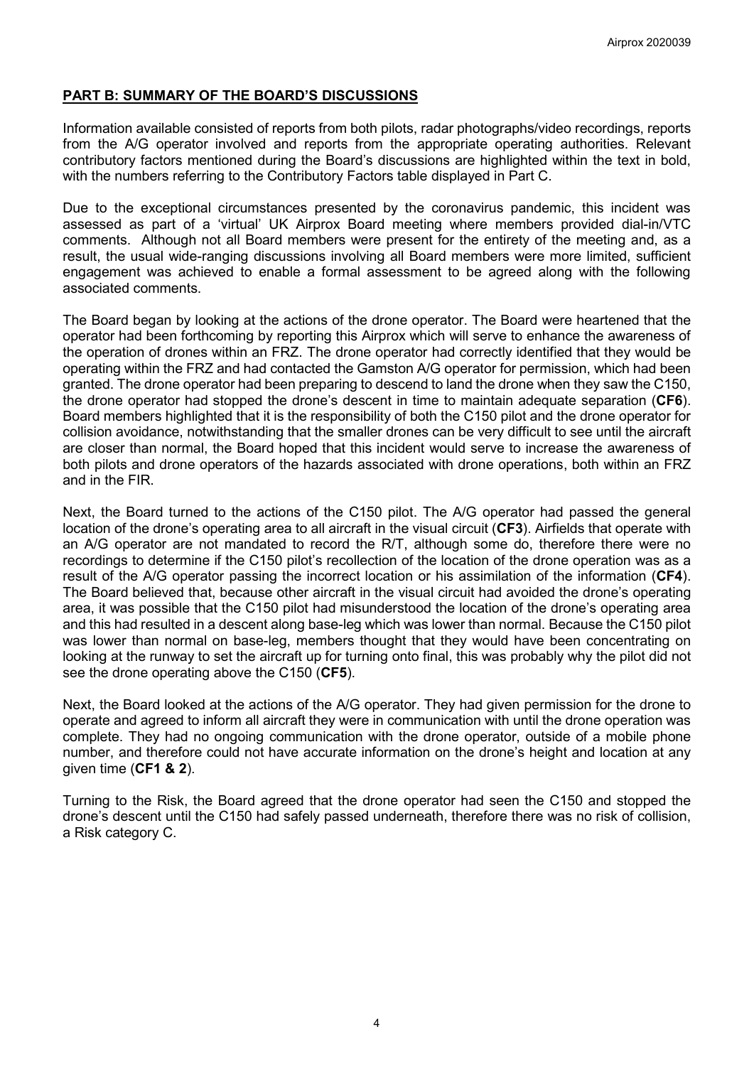## **PART B: SUMMARY OF THE BOARD'S DISCUSSIONS**

Information available consisted of reports from both pilots, radar photographs/video recordings, reports from the A/G operator involved and reports from the appropriate operating authorities. Relevant contributory factors mentioned during the Board's discussions are highlighted within the text in bold, with the numbers referring to the Contributory Factors table displayed in Part C.

Due to the exceptional circumstances presented by the coronavirus pandemic, this incident was assessed as part of a 'virtual' UK Airprox Board meeting where members provided dial-in/VTC comments. Although not all Board members were present for the entirety of the meeting and, as a result, the usual wide-ranging discussions involving all Board members were more limited, sufficient engagement was achieved to enable a formal assessment to be agreed along with the following associated comments.

The Board began by looking at the actions of the drone operator. The Board were heartened that the operator had been forthcoming by reporting this Airprox which will serve to enhance the awareness of the operation of drones within an FRZ. The drone operator had correctly identified that they would be operating within the FRZ and had contacted the Gamston A/G operator for permission, which had been granted. The drone operator had been preparing to descend to land the drone when they saw the C150, the drone operator had stopped the drone's descent in time to maintain adequate separation (**CF6**). Board members highlighted that it is the responsibility of both the C150 pilot and the drone operator for collision avoidance, notwithstanding that the smaller drones can be very difficult to see until the aircraft are closer than normal, the Board hoped that this incident would serve to increase the awareness of both pilots and drone operators of the hazards associated with drone operations, both within an FRZ and in the FIR.

Next, the Board turned to the actions of the C150 pilot. The A/G operator had passed the general location of the drone's operating area to all aircraft in the visual circuit (**CF3**). Airfields that operate with an A/G operator are not mandated to record the R/T, although some do, therefore there were no recordings to determine if the C150 pilot's recollection of the location of the drone operation was as a result of the A/G operator passing the incorrect location or his assimilation of the information (**CF4**). The Board believed that, because other aircraft in the visual circuit had avoided the drone's operating area, it was possible that the C150 pilot had misunderstood the location of the drone's operating area and this had resulted in a descent along base-leg which was lower than normal. Because the C150 pilot was lower than normal on base-leg, members thought that they would have been concentrating on looking at the runway to set the aircraft up for turning onto final, this was probably why the pilot did not see the drone operating above the C150 (**CF5**).

Next, the Board looked at the actions of the A/G operator. They had given permission for the drone to operate and agreed to inform all aircraft they were in communication with until the drone operation was complete. They had no ongoing communication with the drone operator, outside of a mobile phone number, and therefore could not have accurate information on the drone's height and location at any given time (**CF1 & 2**).

Turning to the Risk, the Board agreed that the drone operator had seen the C150 and stopped the drone's descent until the C150 had safely passed underneath, therefore there was no risk of collision, a Risk category C.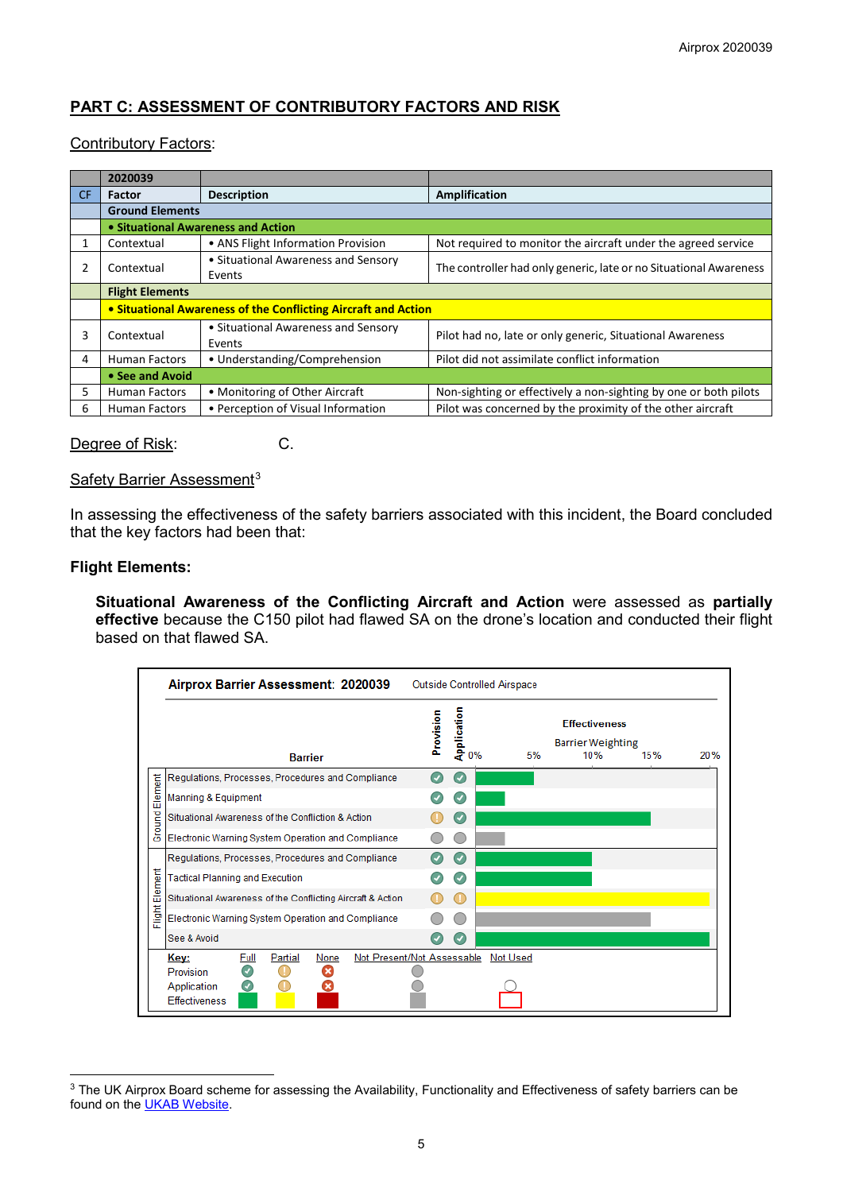## PART C: ASSESSMENT OF CONTRIBUTORY FACTORS AND RISK

Contributory Factors:

| CF | 2020039 Factor | Description | Amplification |
|---|---|---|---|
| | **Ground Elements** | | |
| | **• Situational Awareness and Action** | | |
| 1 | Contextual | • ANS Flight Information Provision | Not required to monitor the aircraft under the agreed service |
| 2 | Contextual | • Situational Awareness and Sensory Events | The controller had only generic, late or no Situational Awareness |
| | **Flight Elements** | | |
| | **• Situational Awareness of the Conflicting Aircraft and Action** | | |
| 3 | Contextual | • Situational Awareness and Sensory Events | Pilot had no, late or only generic, Situational Awareness |
| 4 | Human Factors | • Understanding/Comprehension | Pilot did not assimilate conflict information |
| | **• See and Avoid** | | |
| 5 | Human Factors | • Monitoring of Other Aircraft | Non-sighting or effectively a non-sighting by one or both pilots |
| 6 | Human Factors | • Perception of Visual Information | Pilot was concerned by the proximity of the other aircraft |

Degree of Risk: C.

Safety Barrier Assessment[3]

In assessing the effectiveness of the safety barriers associated with this incident, the Board concluded that the key factors had been that:

**Flight Elements:**

**Situational Awareness of the Conflicting Aircraft and Action** were assessed as **partially effective** because the C150 pilot had flawed SA on the drone's location and conducted their flight based on that flawed SA.

Airprox Barrier Assessment: 2020039
Outside Controlled Airspace

Barrier
Provision
Application
Effectiveness
Barrier Weighting
0% 5% 10% 15% 20%

Ground Element
Regulations, Processes, Procedures and Compliance
Manning & Equipment
Situational Awareness of the Confliction & Action
Electronic Warning System Operation and Compliance

Flight Element
Regulations, Processes, Procedures and Compliance
Tactical Planning and Execution
Situational Awareness of the Conflicting Aircraft & Action
Electronic Warning System Operation and Compliance
See & Avoid

Key: Full Partial None Not Present/Not Assessable Not Used
Provision
Application
Effectiveness

[3] The UK Airprox Board scheme for assessing the Availability, Functionality and Effectiveness of safety barriers can be found on the UKAB Website.